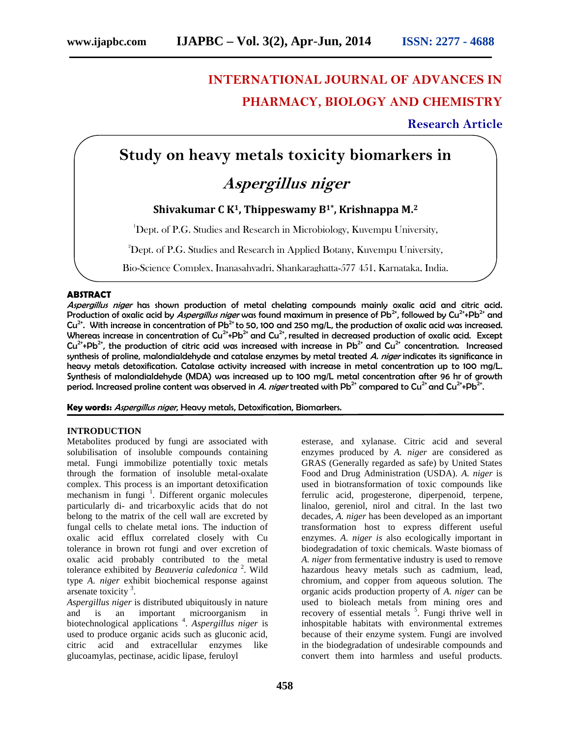INTERNATIONAL JOURNAL OF ADVANCES IN PHARMACY, BIOLOGY AND CHEMISTRY

**Research Article**

# Study on heavy metals toxicity biomarkers in *Aspergillus niger*

**Shivakumar C K[1], Thippeswamy B[1*], Krishnappa M.[2]**

[1]Dept. of P.G. Studies and Research in Microbiology, Kuvempu University,

[2]Dept. of P.G. Studies and Research in Applied Botany, Kuvempu University,

Bio-Science Complex, Jnanasahyadri, Shankaraghatta-577 451, Karnataka, India.

## ABSTRACT

***Aspergillus niger*** **has shown production of metal chelating compounds mainly oxalic acid and citric acid. Production of oxalic acid by *Aspergillus niger* was found maximum in presence of $Pb^{2+}$, followed by $Cu^{2+}$+$Pb^{2+}$ and $Cu^{2+}$. With increase in concentration of $Pb^{2+}$ to 50, 100 and 250 mg/L, the production of oxalic acid was increased. Whereas increase in concentration of $Cu^{2+}$+$Pb^{2+}$ and $Cu^{2+}$, resulted in decreased production of oxalic acid. Except $Cu^{2+}$+$Pb^{2+}$, the production of citric acid was increased with increase in $Pb^{2+}$ and $Cu^{2+}$ concentration. Increased synthesis of proline, malondialdehyde and catalase enzymes by metal treated *A. niger* indicates its significance in heavy metals detoxification. Catalase activity increased with increase in metal concentration up to 100 mg/L. Synthesis of malondialdehyde (MDA) was increased up to 100 mg/L metal concentration after 96 hr of growth period. Increased proline content was observed in *A. niger* treated with $Pb^{2+}$ compared to $Cu^{2+}$ and $Cu^{2+}$+$Pb^{2+}$.**

**Key words:** *Aspergillus niger*, Heavy metals, Detoxification, Biomarkers.

## INTRODUCTION

Metabolites produced by fungi are associated with solubilisation of insoluble compounds containing metal. Fungi immobilize potentially toxic metals through the formation of insoluble metal-oxalate complex. This process is an important detoxification mechanism in fungi [1]. Different organic molecules particularly di- and tricarboxylic acids that do not belong to the matrix of the cell wall are excreted by fungal cells to chelate metal ions. The induction of oxalic acid efflux correlated closely with Cu tolerance in brown rot fungi and over excretion of oxalic acid probably contributed to the metal tolerance exhibited by *Beauveria caledonica* [2]. Wild type *A. niger* exhibit biochemical response against arsenate toxicity [3].

*Aspergillus niger* is distributed ubiquitously in nature and is an important microorganism in biotechnological applications [4]. *Aspergillus niger* is used to produce organic acids such as gluconic acid, citric acid and extracellular enzymes like glucoamylas, pectinase, acidic lipase, feruloyl esterase, and xylanase. Citric acid and several enzymes produced by *A. niger* are considered as GRAS (Generally regarded as safe) by United States Food and Drug Administration (USDA). *A. niger* is used in biotransformation of toxic compounds like ferrulic acid, progesterone, diperpenoid, terpene, linaloo, gereniol, nirol and citral. In the last two decades, *A. niger* has been developed as an important transformation host to express different useful enzymes. *A. niger is* also ecologically important in biodegradation of toxic chemicals. Waste biomass of *A. niger* from fermentative industry is used to remove hazardous heavy metals such as cadmium, lead, chromium, and copper from aqueous solution. The organic acids production property of *A. niger* can be used to bioleach metals from mining ores and recovery of essential metals [5]. Fungi thrive well in inhospitable habitats with environmental extremes because of their enzyme system. Fungi are involved in the biodegradation of undesirable compounds and convert them into harmless and useful products.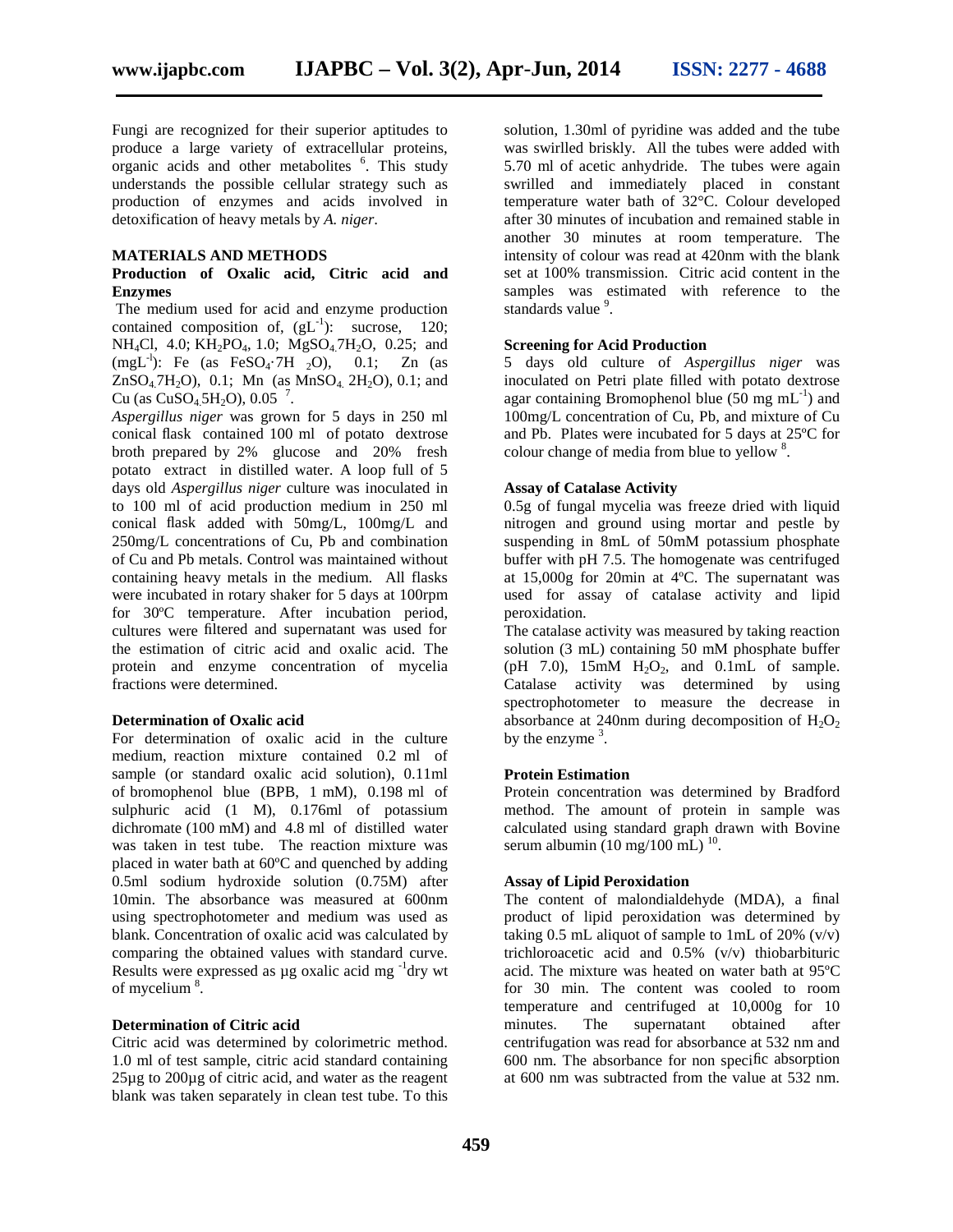Fungi are recognized for their superior aptitudes to produce a large variety of extracellular proteins, organic acids and other metabolites [6]. This study understands the possible cellular strategy such as production of enzymes and acids involved in detoxification of heavy metals by *A. niger*.

## MATERIALS AND METHODS

### Production of Oxalic acid, Citric acid and Enzymes

The medium used for acid and enzyme production contained composition of, ($gL^{-1}$): sucrose, 120; $NH_4Cl$, 4.0; $KH_2PO_4$, 1.0; $MgSO_4.7H_2O$, 0.25; and ($mgL^{-1}$): Fe (as $FeSO_4{\cdot}7H_2O$), 0.1; Zn (as $ZnSO_4.7H_2O$), 0.1; Mn (as $MnSO_4.2H_2O$), 0.1; and Cu (as $CuSO_4.5H_2O$), 0.05 [7].

*Aspergillus niger* was grown for 5 days in 250 ml conical flask contained 100 ml of potato dextrose broth prepared by 2% glucose and 20% fresh potato extract in distilled water. A loop full of 5 days old *Aspergillus niger* culture was inoculated in to 100 ml of acid production medium in 250 ml conical flask added with 50mg/L, 100mg/L and 250mg/L concentrations of Cu, Pb and combination of Cu and Pb metals. Control was maintained without containing heavy metals in the medium. All flasks were incubated in rotary shaker for 5 days at 100rpm for 30ºC temperature. After incubation period, cultures were filtered and supernatant was used for the estimation of citric acid and oxalic acid. The protein and enzyme concentration of mycelia fractions were determined.

### Determination of Oxalic acid

For determination of oxalic acid in the culture medium, reaction mixture contained 0.2 ml of sample (or standard oxalic acid solution), 0.11ml of bromophenol blue (BPB, 1 mM), 0.198 ml of sulphuric acid (1 M), 0.176ml of potassium dichromate (100 mM) and 4.8 ml of distilled water was taken in test tube. The reaction mixture was placed in water bath at 60ºC and quenched by adding 0.5ml sodium hydroxide solution (0.75M) after 10min. The absorbance was measured at 600nm using spectrophotometer and medium was used as blank. Concentration of oxalic acid was calculated by comparing the obtained values with standard curve. Results were expressed as µg oxalic acid $mg^{-1}$dry wt of mycelium [8].

### Determination of Citric acid

Citric acid was determined by colorimetric method. 1.0 ml of test sample, citric acid standard containing 25µg to 200µg of citric acid, and water as the reagent blank was taken separately in clean test tube. To this solution, 1.30ml of pyridine was added and the tube was swirlled briskly. All the tubes were added with 5.70 ml of acetic anhydride. The tubes were again swirlled and immediately placed in constant temperature water bath of 32°C. Colour developed after 30 minutes of incubation and remained stable in another 30 minutes at room temperature. The intensity of colour was read at 420nm with the blank set at 100% transmission. Citric acid content in the samples was estimated with reference to the standards value [9].

### Screening for Acid Production

5 days old culture of *Aspergillus niger* was inoculated on Petri plate filled with potato dextrose agar containing Bromophenol blue (50 mg $mL^{-1}$) and 100mg/L concentration of Cu, Pb, and mixture of Cu and Pb. Plates were incubated for 5 days at 25ºC for colour change of media from blue to yellow [8].

### Assay of Catalase Activity

0.5g of fungal mycelia was freeze dried with liquid nitrogen and ground using mortar and pestle by suspending in 8mL of 50mM potassium phosphate buffer with pH 7.5. The homogenate was centrifuged at 15,000g for 20min at 4ºC. The supernatant was used for assay of catalase activity and lipid peroxidation.

The catalase activity was measured by taking reaction solution (3 mL) containing 50 mM phosphate buffer (pH 7.0), 15mM $H_2O_2$, and 0.1mL of sample. Catalase activity was determined by using spectrophotometer to measure the decrease in absorbance at 240nm during decomposition of $H_2O_2$ by the enzyme [3].

### Protein Estimation

Protein concentration was determined by Bradford method. The amount of protein in sample was calculated using standard graph drawn with Bovine serum albumin (10 mg/100 mL) [10].

### Assay of Lipid Peroxidation

The content of malondialdehyde (MDA), a final product of lipid peroxidation was determined by taking 0.5 mL aliquot of sample to 1mL of 20% (v/v) trichloroacetic acid and 0.5% (v/v) thiobarbituric acid. The mixture was heated on water bath at 95ºC for 30 min. The content was cooled to room temperature and centrifuged at 10,000g for 10 minutes. The supernatant obtained after centrifugation was read for absorbance at 532 nm and 600 nm. The absorbance for non specific absorption at 600 nm was subtracted from the value at 532 nm.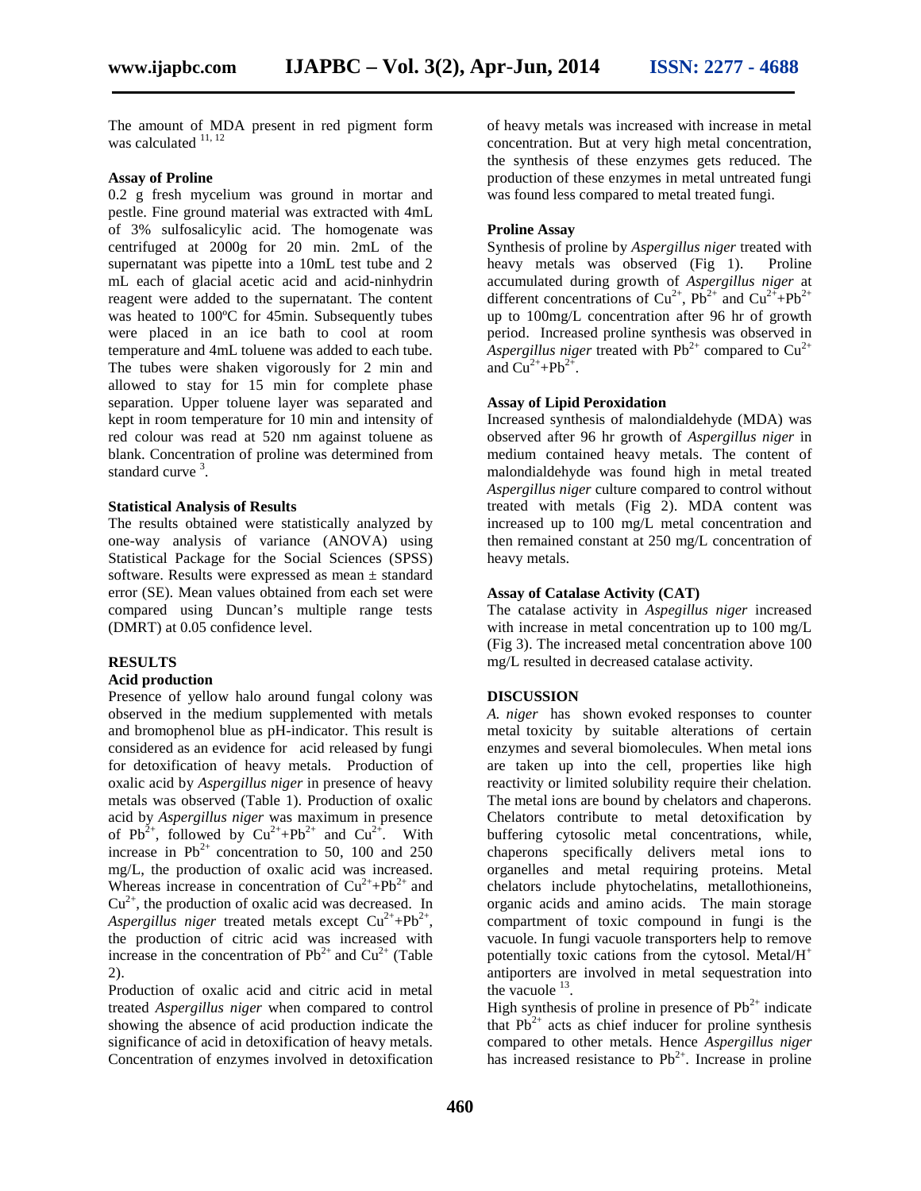The amount of MDA present in red pigment form was calculated [11, 12]

### Assay of Proline

0.2 g fresh mycelium was ground in mortar and pestle. Fine ground material was extracted with 4mL of 3% sulfosalicylic acid. The homogenate was centrifuged at 2000g for 20 min. 2mL of the supernatant was pipette into a 10mL test tube and 2 mL each of glacial acetic acid and acid-ninhydrin reagent were added to the supernatant. The content was heated to 100ºC for 45min. Subsequently tubes were placed in an ice bath to cool at room temperature and 4mL toluene was added to each tube. The tubes were shaken vigorously for 2 min and allowed to stay for 15 min for complete phase separation. Upper toluene layer was separated and kept in room temperature for 10 min and intensity of red colour was read at 520 nm against toluene as blank. Concentration of proline was determined from standard curve [3].

### Statistical Analysis of Results

The results obtained were statistically analyzed by one-way analysis of variance (ANOVA) using Statistical Package for the Social Sciences (SPSS) software. Results were expressed as mean ± standard error (SE). Mean values obtained from each set were compared using Duncan's multiple range tests (DMRT) at 0.05 confidence level.

## RESULTS

### Acid production

Presence of yellow halo around fungal colony was observed in the medium supplemented with metals and bromophenol blue as pH-indicator. This result is considered as an evidence for acid released by fungi for detoxification of heavy metals. Production of oxalic acid by *Aspergillus niger* in presence of heavy metals was observed (Table 1). Production of oxalic acid by *Aspergillus niger* was maximum in presence of $Pb^{2+}$, followed by $Cu^{2+}$+$Pb^{2+}$ and $Cu^{2+}$. With increase in $Pb^{2+}$ concentration to 50, 100 and 250 mg/L, the production of oxalic acid was increased. Whereas increase in concentration of $Cu^{2+}$+$Pb^{2+}$ and $Cu^{2+}$, the production of oxalic acid was decreased. In *Aspergillus niger* treated metals except $Cu^{2+}$+$Pb^{2+}$, the production of citric acid was increased with increase in the concentration of $Pb^{2+}$ and $Cu^{2+}$ (Table 2).

Production of oxalic acid and citric acid in metal treated *Aspergillus niger* when compared to control showing the absence of acid production indicate the significance of acid in detoxification of heavy metals. Concentration of enzymes involved in detoxification of heavy metals was increased with increase in metal concentration. But at very high metal concentration, the synthesis of these enzymes gets reduced. The production of these enzymes in metal untreated fungi was found less compared to metal treated fungi.

### Proline Assay

Synthesis of proline by *Aspergillus niger* treated with heavy metals was observed (Fig 1). Proline accumulated during growth of *Aspergillus niger* at different concentrations of $Cu^{2+}$, $Pb^{2+}$ and $Cu^{2+}$+$Pb^{2+}$ up to 100mg/L concentration after 96 hr of growth period. Increased proline synthesis was observed in *Aspergillus niger* treated with $Pb^{2+}$ compared to $Cu^{2+}$ and $Cu^{2+}$+$Pb^{2+}$.

### Assay of Lipid Peroxidation

Increased synthesis of malondialdehyde (MDA) was observed after 96 hr growth of *Aspergillus niger* in medium contained heavy metals. The content of malondialdehyde was found high in metal treated *Aspergillus niger* culture compared to control without treated with metals (Fig 2). MDA content was increased up to 100 mg/L metal concentration and then remained constant at 250 mg/L concentration of heavy metals.

### Assay of Catalase Activity (CAT)

The catalase activity in *Aspegillus niger* increased with increase in metal concentration up to 100 mg/L (Fig 3). The increased metal concentration above 100 mg/L resulted in decreased catalase activity.

## DISCUSSION

*A. niger* has shown evoked responses to counter metal toxicity by suitable alterations of certain enzymes and several biomolecules. When metal ions are taken up into the cell, properties like high reactivity or limited solubility require their chelation. The metal ions are bound by chelators and chaperons. Chelators contribute to metal detoxification by buffering cytosolic metal concentrations, while, chaperons specifically delivers metal ions to organelles and metal requiring proteins. Metal chelators include phytochelatins, metallothioneins, organic acids and amino acids. The main storage compartment of toxic compound in fungi is the vacuole. In fungi vacuole transporters help to remove potentially toxic cations from the cytosol. Metal/$H^+$ antiporters are involved in metal sequestration into the vacuole [13].

High synthesis of proline in presence of $Pb^{2+}$ indicate that $Pb^{2+}$ acts as chief inducer for proline synthesis compared to other metals. Hence *Aspergillus niger* has increased resistance to $Pb^{2+}$. Increase in proline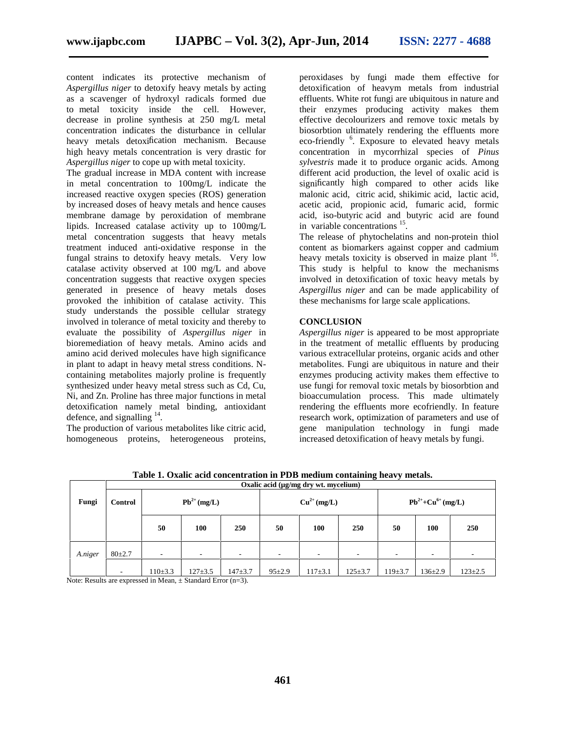content indicates its protective mechanism of *Aspergillus niger* to detoxify heavy metals by acting as a scavenger of hydroxyl radicals formed due to metal toxicity inside the cell. However, decrease in proline synthesis at 250 mg/L metal concentration indicates the disturbance in cellular heavy metals detoxification mechanism. Because high heavy metals concentration is very drastic for *Aspergillus niger* to cope up with metal toxicity.

The gradual increase in MDA content with increase in metal concentration to 100mg/L indicate the increased reactive oxygen species (ROS) generation by increased doses of heavy metals and hence causes membrane damage by peroxidation of membrane lipids. Increased catalase activity up to 100mg/L metal concentration suggests that heavy metals treatment induced anti-oxidative response in the fungal strains to detoxify heavy metals. Very low catalase activity observed at 100 mg/L and above concentration suggests that reactive oxygen species generated in presence of heavy metals doses provoked the inhibition of catalase activity. This study understands the possible cellular strategy involved in tolerance of metal toxicity and thereby to evaluate the possibility of *Aspergillus niger* in bioremediation of heavy metals. Amino acids and amino acid derived molecules have high significance in plant to adapt in heavy metal stress conditions. N-containing metabolites majorly proline is frequently synthesized under heavy metal stress such as Cd, Cu, Ni, and Zn. Proline has three major functions in metal detoxification namely metal binding, antioxidant defence, and signalling [14].

The production of various metabolites like citric acid, homogeneous proteins, heterogeneous proteins, peroxidases by fungi made them effective for detoxification of heavym metals from industrial effluents. White rot fungi are ubiquitous in nature and their enzymes producing activity makes them effective decolourizers and remove toxic metals by biosorbtion ultimately rendering the effluents more eco-friendly [6]. Exposure to elevated heavy metals concentration in mycorrhizal species of *Pinus sylvestris* made it to produce organic acids. Among different acid production, the level of oxalic acid is significantly high compared to other acids like malonic acid, citric acid, shikimic acid, lactic acid, acetic acid, propionic acid, fumaric acid, formic acid, iso-butyric acid and butyric acid are found in variable concentrations [15].

The release of phytochelatins and non-protein thiol content as biomarkers against copper and cadmium heavy metals toxicity is observed in maize plant [16]. This study is helpful to know the mechanisms involved in detoxification of toxic heavy metals by *Aspergillus niger* and can be made applicability of these mechanisms for large scale applications.

## CONCLUSION

*Aspergillus niger* is appeared to be most appropriate in the treatment of metallic effluents by producing various extracellular proteins, organic acids and other metabolites. Fungi are ubiquitous in nature and their enzymes producing activity makes them effective to use fungi for removal toxic metals by biosorbtion and bioaccumulation process. This made ultimately rendering the effluents more ecofriendly. In feature research work, optimization of parameters and use of gene manipulation technology in fungi made increased detoxification of heavy metals by fungi.

**Table 1. Oxalic acid concentration in PDB medium containing heavy metals.**

| Fungi | Oxalic acid (µg/mg dry wt. mycelium) | | | | | | | | | |
|---|---|---|---|---|---|---|---|---|---|---|
| | Control | $Pb^{2+}$ (mg/L) | | | $Cu^{2+}$ (mg/L) | | | $Pb^{2+}$+$Cu^{6+}$ (mg/L) | | |
| | | 50 | 100 | 250 | 50 | 100 | 250 | 50 | 100 | 250 |
| *A.niger* | 80±2.7 | - | - | - | - | - | - | - | - | - |
| | - | 110±3.3 | 127±3.5 | 147±3.7 | 95±2.9 | 117±3.1 | 125±3.7 | 119±3.7 | 136±2.9 | 123±2.5 |

Note: Results are expressed in Mean, ± Standard Error (n=3).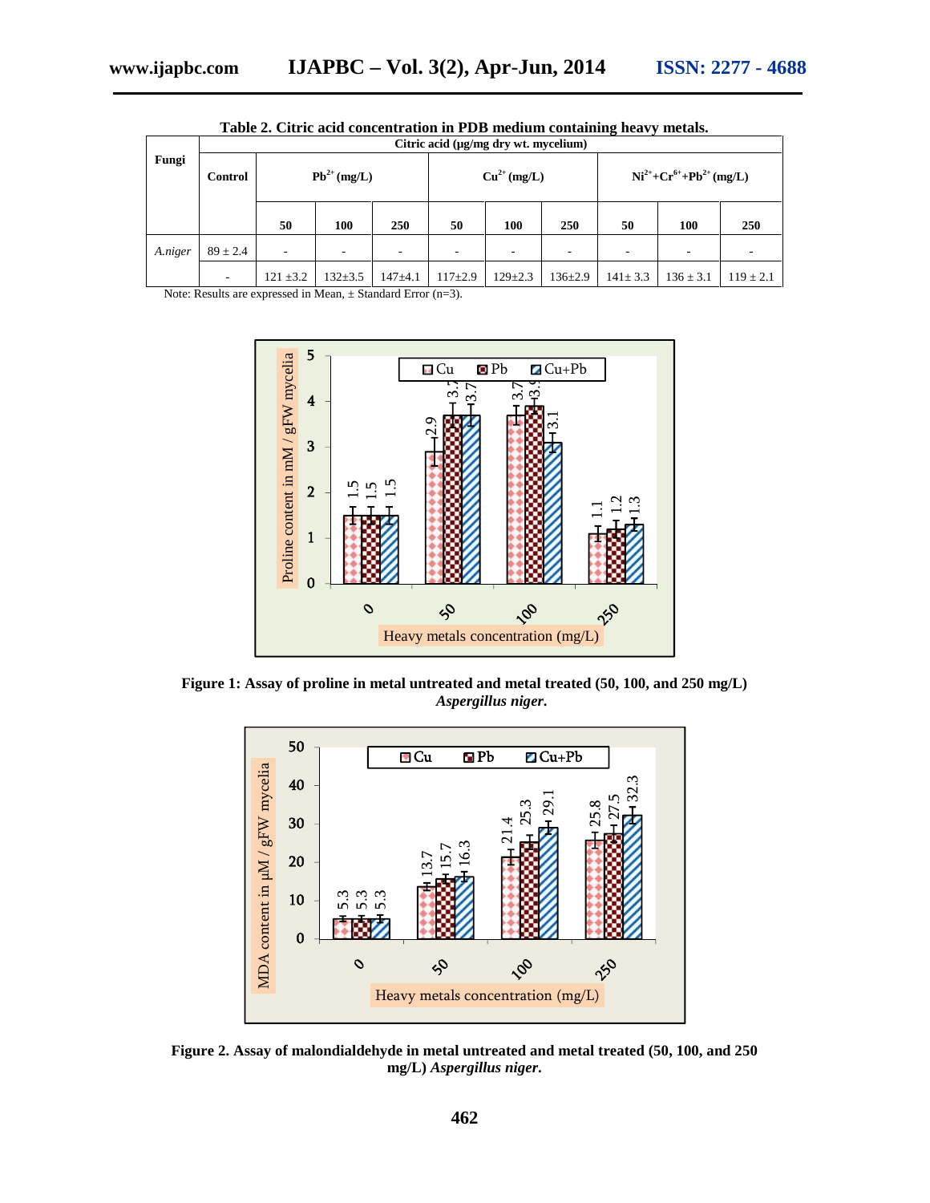**Table 2. Citric acid concentration in PDB medium containing heavy metals.**

| Fungi | Citric acid (µg/mg dry wt. mycelium) | | | | | | | | | |
|---|---|---|---|---|---|---|---|---|---|---|
| | Control | $Pb^{2+}$ (mg/L) | | | $Cu^{2+}$ (mg/L) | | | $Ni^{2+}+Cr^{6+}+Pb^{2+}$ (mg/L) | | |
| | | 50 | 100 | 250 | 50 | 100 | 250 | 50 | 100 | 250 |
| *A.niger* | 89 ± 2.4 | - | - | - | - | - | - | - | - | - |
| | - | 121 ±3.2 | 132±3.5 | 147±4.1 | 117±2.9 | 129±2.3 | 136±2.9 | 141± 3.3 | 136 ± 3.1 | 119 ± 2.1 |

Note: Results are expressed in Mean, ± Standard Error (n=3).

**Figure 1: Assay of proline in metal untreated and metal treated (50, 100, and 250 mg/L) *Aspergillus niger*.**

**Figure 2. Assay of malondialdehyde in metal untreated and metal treated (50, 100, and 250 mg/L) *Aspergillus niger*.**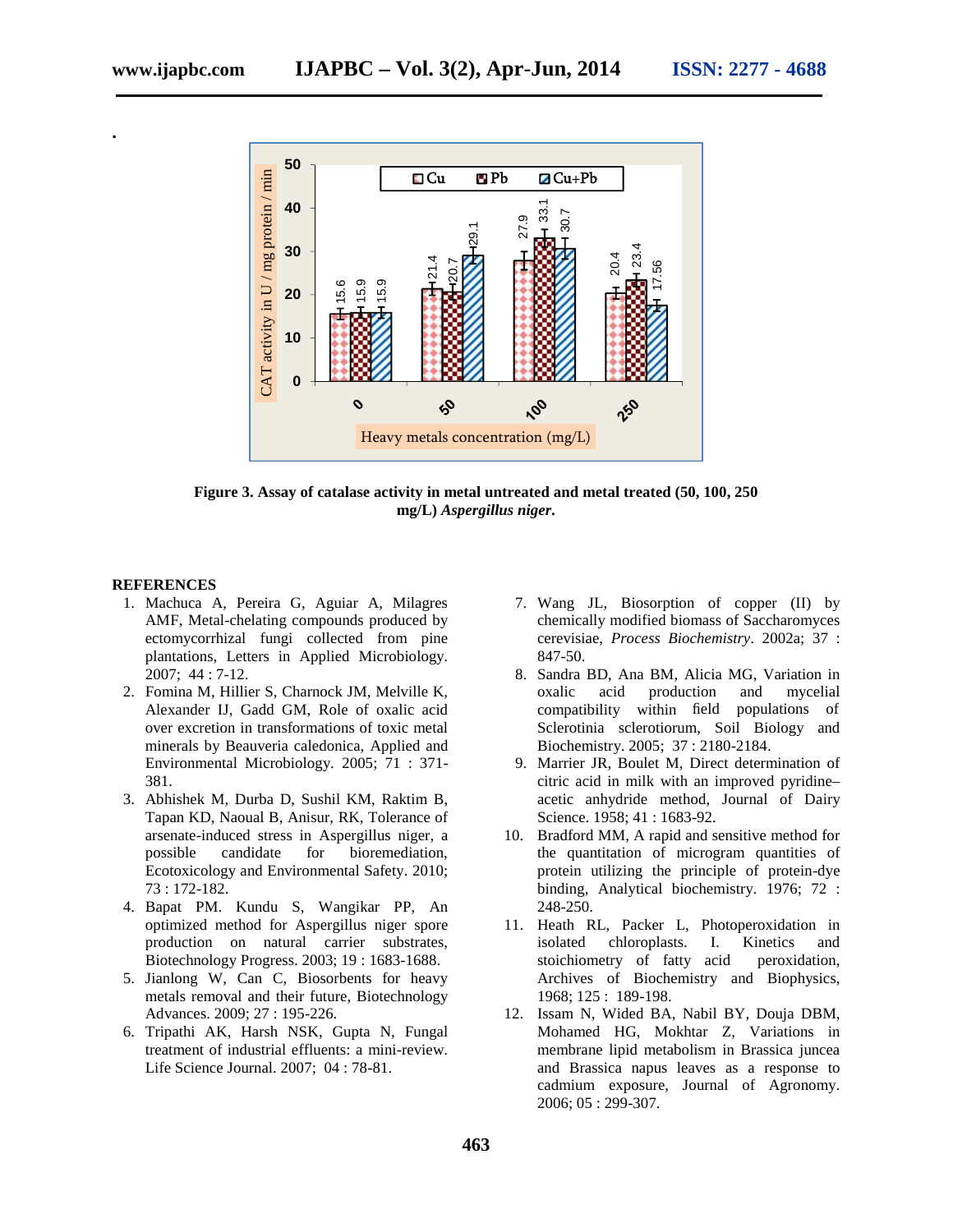Figure 3. Assay of catalase activity in metal untreated and metal treated (50, 100, 250 mg/L) *Aspergillus niger*.

## REFERENCES

1. Machuca A, Pereira G, Aguiar A, Milagres AMF, Metal-chelating compounds produced by ectomycorrhizal fungi collected from pine plantations, Letters in Applied Microbiology. 2007; 44 : 7-12.
2. Fomina M, Hillier S, Charnock JM, Melville K, Alexander IJ, Gadd GM, Role of oxalic acid over excretion in transformations of toxic metal minerals by Beauveria caledonica, Applied and Environmental Microbiology. 2005; 71 : 371-381.
3. Abhishek M, Durba D, Sushil KM, Raktim B, Tapan KD, Naoual B, Anisur, RK, Tolerance of arsenate-induced stress in Aspergillus niger, a possible candidate for bioremediation, Ecotoxicology and Environmental Safety. 2010; 73 : 172-182.
4. Bapat PM. Kundu S, Wangikar PP, An optimized method for Aspergillus niger spore production on natural carrier substrates, Biotechnology Progress. 2003; 19 : 1683-1688.
5. Jianlong W, Can C, Biosorbents for heavy metals removal and their future, Biotechnology Advances. 2009; 27 : 195-226.
6. Tripathi AK, Harsh NSK, Gupta N, Fungal treatment of industrial effluents: a mini-review. Life Science Journal. 2007; 04 : 78-81.
7. Wang JL, Biosorption of copper (II) by chemically modified biomass of Saccharomyces cerevisiae, *Process Biochemistry*. 2002a; 37 : 847-50.
8. Sandra BD, Ana BM, Alicia MG, Variation in oxalic acid production and mycelial compatibility within field populations of Sclerotinia sclerotiorum, Soil Biology and Biochemistry. 2005; 37 : 2180-2184.
9. Marrier JR, Boulet M, Direct determination of citric acid in milk with an improved pyridine–acetic anhydride method, Journal of Dairy Science. 1958; 41 : 1683-92.
10. Bradford MM, A rapid and sensitive method for the quantitation of microgram quantities of protein utilizing the principle of protein-dye binding, Analytical biochemistry. 1976; 72 : 248-250.
11. Heath RL, Packer L, Photoperoxidation in isolated chloroplasts. I. Kinetics and stoichiometry of fatty acid peroxidation, Archives of Biochemistry and Biophysics, 1968; 125 : 189-198.
12. Issam N, Wided BA, Nabil BY, Douja DBM, Mohamed HG, Mokhtar Z, Variations in membrane lipid metabolism in Brassica juncea and Brassica napus leaves as a response to cadmium exposure, Journal of Agronomy. 2006; 05 : 299-307.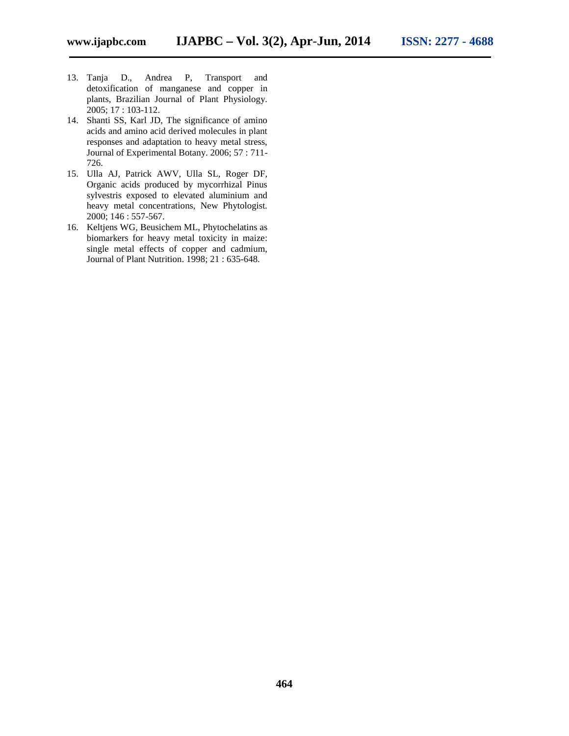13. Tanja D., Andrea P, Transport and detoxification of manganese and copper in plants, Brazilian Journal of Plant Physiology. 2005; 17 : 103-112.
14. Shanti SS, Karl JD, The significance of amino acids and amino acid derived molecules in plant responses and adaptation to heavy metal stress, Journal of Experimental Botany. 2006; 57 : 711-726.
15. Ulla AJ, Patrick AWV, Ulla SL, Roger DF, Organic acids produced by mycorrhizal Pinus sylvestris exposed to elevated aluminium and heavy metal concentrations, New Phytologist. 2000; 146 : 557-567.
16. Keltjens WG, Beusichem ML, Phytochelatins as biomarkers for heavy metal toxicity in maize: single metal effects of copper and cadmium, Journal of Plant Nutrition. 1998; 21 : 635-648.